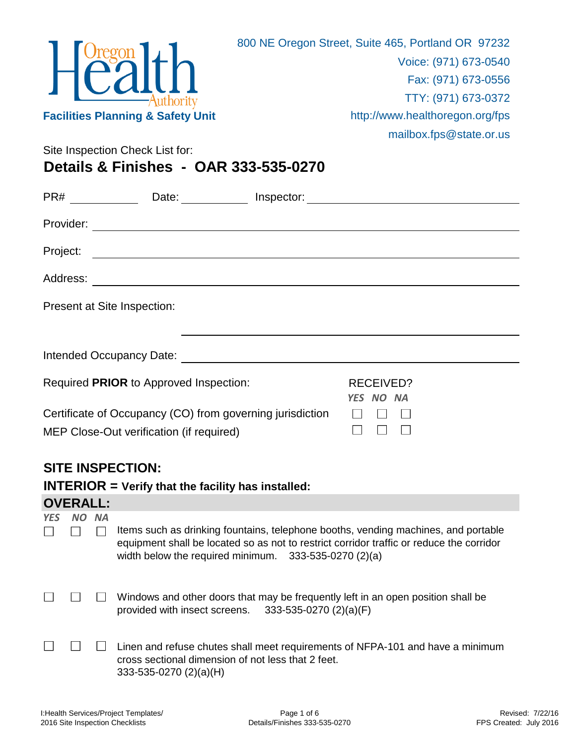Oregon Health Authority

**Facilities Planning & Safety Unit**

800 NE Oregon Street, Suite 465, Portland OR 97232
Voice: (971) 673-0540
Fax: (971) 673-0556
TTY: (971) 673-0372
http://www.healthoregon.org/fps
mailbox.fps@state.or.us

Site Inspection Check List for:

# Details & Finishes - OAR 333-535-0270

PR# ____________ Date: ____________ Inspector: ______________________________

Provider: ______________________________________________________________

Project: _______________________________________________________________

Address: _______________________________________________________________

Present at Site Inspection:

____________________________________________

Intended Occupancy Date: ________________________________________________

| Required **PRIOR** to Approved Inspection: | RECEIVED? YES | NO | NA |
|---|---|---|---|
| Certificate of Occupancy (CO) from governing jurisdiction | ☐ | ☐ | ☐ |
| MEP Close-Out verification (if required) | ☐ | ☐ | ☐ |

## SITE INSPECTION:

### INTERIOR = Verify that the facility has installed:

### OVERALL:

| YES | NO | NA | |
|---|---|---|---|
| ☐ | ☐ | ☐ | Items such as drinking fountains, telephone booths, vending machines, and portable equipment shall be located so as not to restrict corridor traffic or reduce the corridor width below the required minimum. 333-535-0270 (2)(a) |
| ☐ | ☐ | ☐ | Windows and other doors that may be frequently left in an open position shall be provided with insect screens. 333-535-0270 (2)(a)(F) |
| ☐ | ☐ | ☐ | Linen and refuse chutes shall meet requirements of NFPA-101 and have a minimum cross sectional dimension of not less that 2 feet. 333-535-0270 (2)(a)(H) |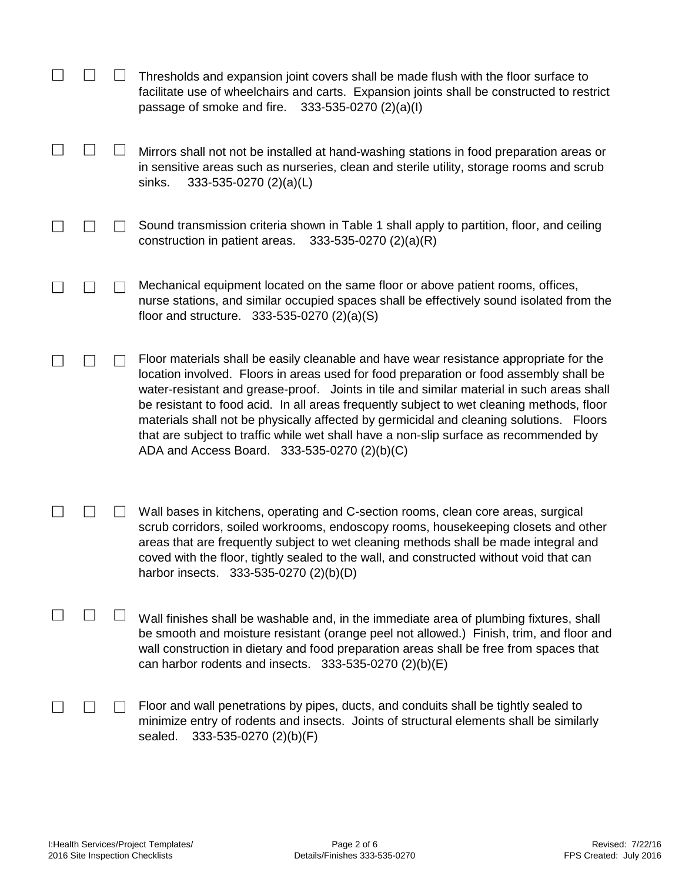☐ ☐ ☐ Thresholds and expansion joint covers shall be made flush with the floor surface to facilitate use of wheelchairs and carts. Expansion joints shall be constructed to restrict passage of smoke and fire. 333-535-0270 (2)(a)(I)

☐ ☐ ☐ Mirrors shall not not be installed at hand-washing stations in food preparation areas or in sensitive areas such as nurseries, clean and sterile utility, storage rooms and scrub sinks. 333-535-0270 (2)(a)(L)

☐ ☐ ☐ Sound transmission criteria shown in Table 1 shall apply to partition, floor, and ceiling construction in patient areas. 333-535-0270 (2)(a)(R)

☐ ☐ ☐ Mechanical equipment located on the same floor or above patient rooms, offices, nurse stations, and similar occupied spaces shall be effectively sound isolated from the floor and structure. 333-535-0270 (2)(a)(S)

☐ ☐ ☐ Floor materials shall be easily cleanable and have wear resistance appropriate for the location involved. Floors in areas used for food preparation or food assembly shall be water-resistant and grease-proof. Joints in tile and similar material in such areas shall be resistant to food acid. In all areas frequently subject to wet cleaning methods, floor materials shall not be physically affected by germicidal and cleaning solutions. Floors that are subject to traffic while wet shall have a non-slip surface as recommended by ADA and Access Board. 333-535-0270 (2)(b)(C)

☐ ☐ ☐ Wall bases in kitchens, operating and C-section rooms, clean core areas, surgical scrub corridors, soiled workrooms, endoscopy rooms, housekeeping closets and other areas that are frequently subject to wet cleaning methods shall be made integral and coved with the floor, tightly sealed to the wall, and constructed without void that can harbor insects. 333-535-0270 (2)(b)(D)

☐ ☐ ☐ Wall finishes shall be washable and, in the immediate area of plumbing fixtures, shall be smooth and moisture resistant (orange peel not allowed.) Finish, trim, and floor and wall construction in dietary and food preparation areas shall be free from spaces that can harbor rodents and insects. 333-535-0270 (2)(b)(E)

☐ ☐ ☐ Floor and wall penetrations by pipes, ducts, and conduits shall be tightly sealed to minimize entry of rodents and insects. Joints of structural elements shall be similarly sealed. 333-535-0270 (2)(b)(F)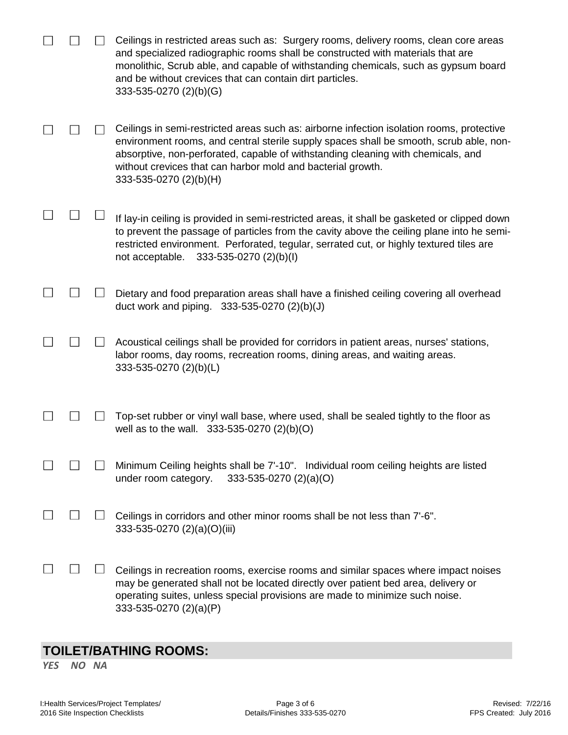☐ ☐ ☐ Ceilings in restricted areas such as: Surgery rooms, delivery rooms, clean core areas and specialized radiographic rooms shall be constructed with materials that are monolithic, Scrub able, and capable of withstanding chemicals, such as gypsum board and be without crevices that can contain dirt particles.
333-535-0270 (2)(b)(G)

☐ ☐ ☐ Ceilings in semi-restricted areas such as: airborne infection isolation rooms, protective environment rooms, and central sterile supply spaces shall be smooth, scrub able, non-absorptive, non-perforated, capable of withstanding cleaning with chemicals, and without crevices that can harbor mold and bacterial growth.
333-535-0270 (2)(b)(H)

☐ ☐ ☐ If lay-in ceiling is provided in semi-restricted areas, it shall be gasketed or clipped down to prevent the passage of particles from the cavity above the ceiling plane into he semi-restricted environment. Perforated, tegular, serrated cut, or highly textured tiles are not acceptable. 333-535-0270 (2)(b)(I)

☐ ☐ ☐ Dietary and food preparation areas shall have a finished ceiling covering all overhead duct work and piping. 333-535-0270 (2)(b)(J)

☐ ☐ ☐ Acoustical ceilings shall be provided for corridors in patient areas, nurses' stations, labor rooms, day rooms, recreation rooms, dining areas, and waiting areas.
333-535-0270 (2)(b)(L)

☐ ☐ ☐ Top-set rubber or vinyl wall base, where used, shall be sealed tightly to the floor as well as to the wall. 333-535-0270 (2)(b)(O)

☐ ☐ ☐ Minimum Ceiling heights shall be 7'-10". Individual room ceiling heights are listed under room category. 333-535-0270 (2)(a)(O)

☐ ☐ ☐ Ceilings in corridors and other minor rooms shall be not less than 7'-6".
333-535-0270 (2)(a)(O)(iii)

☐ ☐ ☐ Ceilings in recreation rooms, exercise rooms and similar spaces where impact noises may be generated shall not be located directly over patient bed area, delivery or operating suites, unless special provisions are made to minimize such noise.
333-535-0270 (2)(a)(P)

## TOILET/BATHING ROOMS:

***YES NO NA***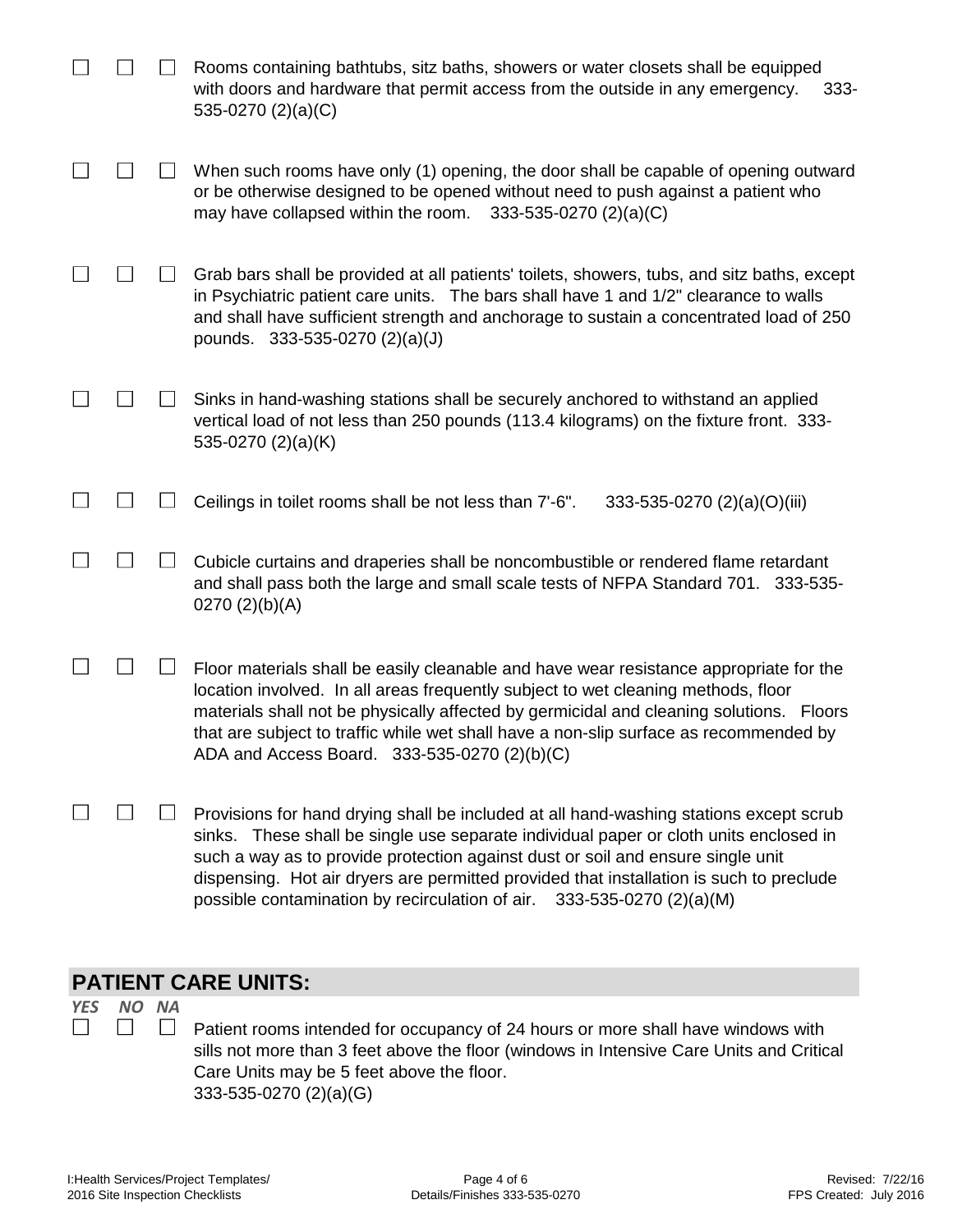☐ ☐ ☐ Rooms containing bathtubs, sitz baths, showers or water closets shall be equipped with doors and hardware that permit access from the outside in any emergency. 333-535-0270 (2)(a)(C)

☐ ☐ ☐ When such rooms have only (1) opening, the door shall be capable of opening outward or be otherwise designed to be opened without need to push against a patient who may have collapsed within the room. 333-535-0270 (2)(a)(C)

☐ ☐ ☐ Grab bars shall be provided at all patients' toilets, showers, tubs, and sitz baths, except in Psychiatric patient care units. The bars shall have 1 and 1/2" clearance to walls and shall have sufficient strength and anchorage to sustain a concentrated load of 250 pounds. 333-535-0270 (2)(a)(J)

☐ ☐ ☐ Sinks in hand-washing stations shall be securely anchored to withstand an applied vertical load of not less than 250 pounds (113.4 kilograms) on the fixture front. 333-535-0270 (2)(a)(K)

☐ ☐ ☐ Ceilings in toilet rooms shall be not less than 7'-6". 333-535-0270 (2)(a)(O)(iii)

☐ ☐ ☐ Cubicle curtains and draperies shall be noncombustible or rendered flame retardant and shall pass both the large and small scale tests of NFPA Standard 701. 333-535-0270 (2)(b)(A)

☐ ☐ ☐ Floor materials shall be easily cleanable and have wear resistance appropriate for the location involved. In all areas frequently subject to wet cleaning methods, floor materials shall not be physically affected by germicidal and cleaning solutions. Floors that are subject to traffic while wet shall have a non-slip surface as recommended by ADA and Access Board. 333-535-0270 (2)(b)(C)

☐ ☐ ☐ Provisions for hand drying shall be included at all hand-washing stations except scrub sinks. These shall be single use separate individual paper or cloth units enclosed in such a way as to provide protection against dust or soil and ensure single unit dispensing. Hot air dryers are permitted provided that installation is such to preclude possible contamination by recirculation of air. 333-535-0270 (2)(a)(M)

## PATIENT CARE UNITS:

*YES NO NA*

☐ ☐ ☐ Patient rooms intended for occupancy of 24 hours or more shall have windows with sills not more than 3 feet above the floor (windows in Intensive Care Units and Critical Care Units may be 5 feet above the floor.
333-535-0270 (2)(a)(G)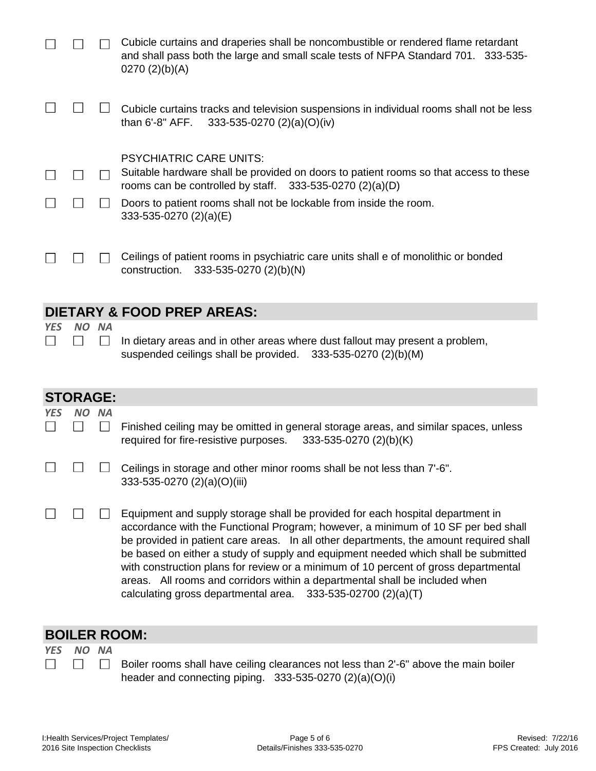☐ ☐ ☐ Cubicle curtains and draperies shall be noncombustible or rendered flame retardant and shall pass both the large and small scale tests of NFPA Standard 701. 333-535-0270 (2)(b)(A)

☐ ☐ ☐ Cubicle curtains tracks and television suspensions in individual rooms shall not be less than 6'-8" AFF. 333-535-0270 (2)(a)(O)(iv)

PSYCHIATRIC CARE UNITS:

☐ ☐ ☐ Suitable hardware shall be provided on doors to patient rooms so that access to these rooms can be controlled by staff. 333-535-0270 (2)(a)(D)

☐ ☐ ☐ Doors to patient rooms shall not be lockable from inside the room. 333-535-0270 (2)(a)(E)

☐ ☐ ☐ Ceilings of patient rooms in psychiatric care units shall e of monolithic or bonded construction. 333-535-0270 (2)(b)(N)

## DIETARY & FOOD PREP AREAS:

*YES NO NA*

☐ ☐ ☐ In dietary areas and in other areas where dust fallout may present a problem, suspended ceilings shall be provided. 333-535-0270 (2)(b)(M)

## STORAGE:

*YES NO NA*

☐ ☐ ☐ Finished ceiling may be omitted in general storage areas, and similar spaces, unless required for fire-resistive purposes. 333-535-0270 (2)(b)(K)

☐ ☐ ☐ Ceilings in storage and other minor rooms shall be not less than 7'-6". 333-535-0270 (2)(a)(O)(iii)

☐ ☐ ☐ Equipment and supply storage shall be provided for each hospital department in accordance with the Functional Program; however, a minimum of 10 SF per bed shall be provided in patient care areas. In all other departments, the amount required shall be based on either a study of supply and equipment needed which shall be submitted with construction plans for review or a minimum of 10 percent of gross departmental areas. All rooms and corridors within a departmental shall be included when calculating gross departmental area. 333-535-02700 (2)(a)(T)

## BOILER ROOM:

*YES NO NA*

☐ ☐ ☐ Boiler rooms shall have ceiling clearances not less than 2'-6" above the main boiler header and connecting piping. 333-535-0270 (2)(a)(O)(i)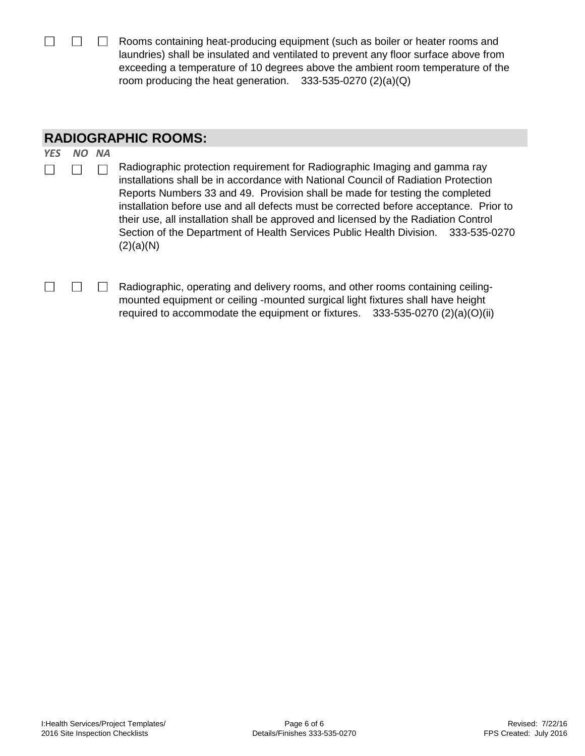☐ ☐ ☐ Rooms containing heat-producing equipment (such as boiler or heater rooms and laundries) shall be insulated and ventilated to prevent any floor surface above from exceeding a temperature of 10 degrees above the ambient room temperature of the room producing the heat generation. 333-535-0270 (2)(a)(Q)

## RADIOGRAPHIC ROOMS:

*YES NO NA*

☐ ☐ ☐ Radiographic protection requirement for Radiographic Imaging and gamma ray installations shall be in accordance with National Council of Radiation Protection Reports Numbers 33 and 49. Provision shall be made for testing the completed installation before use and all defects must be corrected before acceptance. Prior to their use, all installation shall be approved and licensed by the Radiation Control Section of the Department of Health Services Public Health Division. 333-535-0270 (2)(a)(N)

☐ ☐ ☐ Radiographic, operating and delivery rooms, and other rooms containing ceiling-mounted equipment or ceiling -mounted surgical light fixtures shall have height required to accommodate the equipment or fixtures. 333-535-0270 (2)(a)(O)(ii)